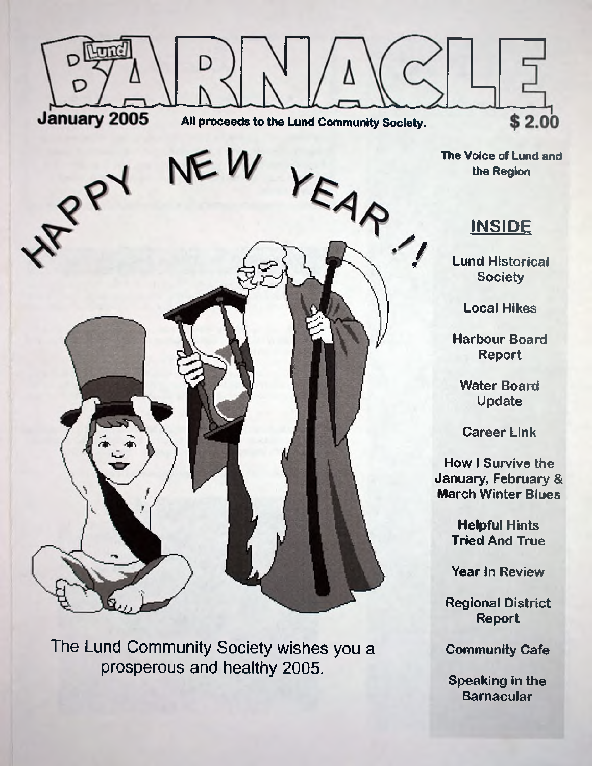# Lund BARNACLE

**January 2005** **All proceeds to the Lund Community Society.** **$ 2.00**

**The Voice of Lund and the Region**

HAPPY NEW YEAR !!

The Lund Community Society wishes you a prosperous and healthy 2005.

## INSIDE

- Lund Historical Society
- Local Hikes
- Harbour Board Report
- Water Board Update
- Career Link
- How I Survive the January, February & March Winter Blues
- Helpful Hints Tried And True
- Year In Review
- Regional District Report
- Community Cafe
- Speaking in the Barnacular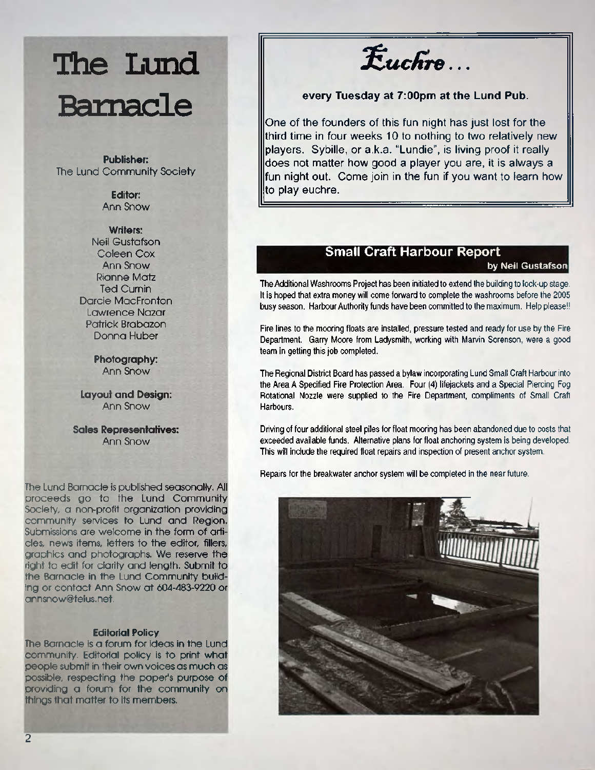# The Lund Barnacle

**Publisher:**
The Lund Community Society

**Editor:**
Ann Snow

**Writers:**
Neil Gustafson
Coleen Cox
Ann Snow
Rianne Matz
Ted Curnin
Darcie MacFronton
Lawrence Nazar
Patrick Brabazon
Donna Huber

**Photography:**
Ann Snow

**Layout and Design:**
Ann Snow

**Sales Representatives:**
Ann Snow

The Lund Barnacle is published seasonally. All proceeds go to the Lund Community Society, a non-profit organization providing community services to Lund and Region. Submissions are welcome in the form of articles, news items, letters to the editor, fillers, graphics and photographs. We reserve the right to edit for clarity and length. Submit to the Barnacle in the Lund Community building or contact Ann Snow at 604-483-9220 or annsnow@telus.net.

**Editorial Policy**

The Barnacle is a forum for ideas in the Lund community. Editorial policy is to print what people submit in their own voices as much as possible, respecting the paper's purpose of providing a forum for the community on things that matter to its members.

## Euchre...

**every Tuesday at 7:00pm at the Lund Pub.**

One of the founders of this fun night has just lost for the third time in four weeks 10 to nothing to two relatively new players. Sybille, or a.k.a. "Lundie", is living proof it really does not matter how good a player you are, it is always a fun night out. Come join in the fun if you want to learn how to play euchre.

## Small Craft Harbour Report

**by Neil Gustafson**

The Additional Washrooms Project has been initiated to extend the building to lock-up stage. It is hoped that extra money will come forward to complete the washrooms before the 2005 busy season. Harbour Authority funds have been committed to the maximum. Help please!!

Fire lines to the mooring floats are installed, pressure tested and ready for use by the Fire Department. Garry Moore from Ladysmith, working with Marvin Sorenson, were a good team in getting this job completed.

The Regional District Board has passed a bylaw incorporating Lund Small Craft Harbour into the Area A Specified Fire Protection Area. Four (4) lifejackets and a Special Piercing Fog Rotational Nozzle were supplied to the Fire Department, compliments of Small Craft Harbours.

Driving of four additional steel piles for float mooring has been abandoned due to costs that exceeded available funds. Alternative plans for float anchoring system is being developed. This will include the required float repairs and inspection of present anchor system.

Repairs for the breakwater anchor system will be completed in the near future.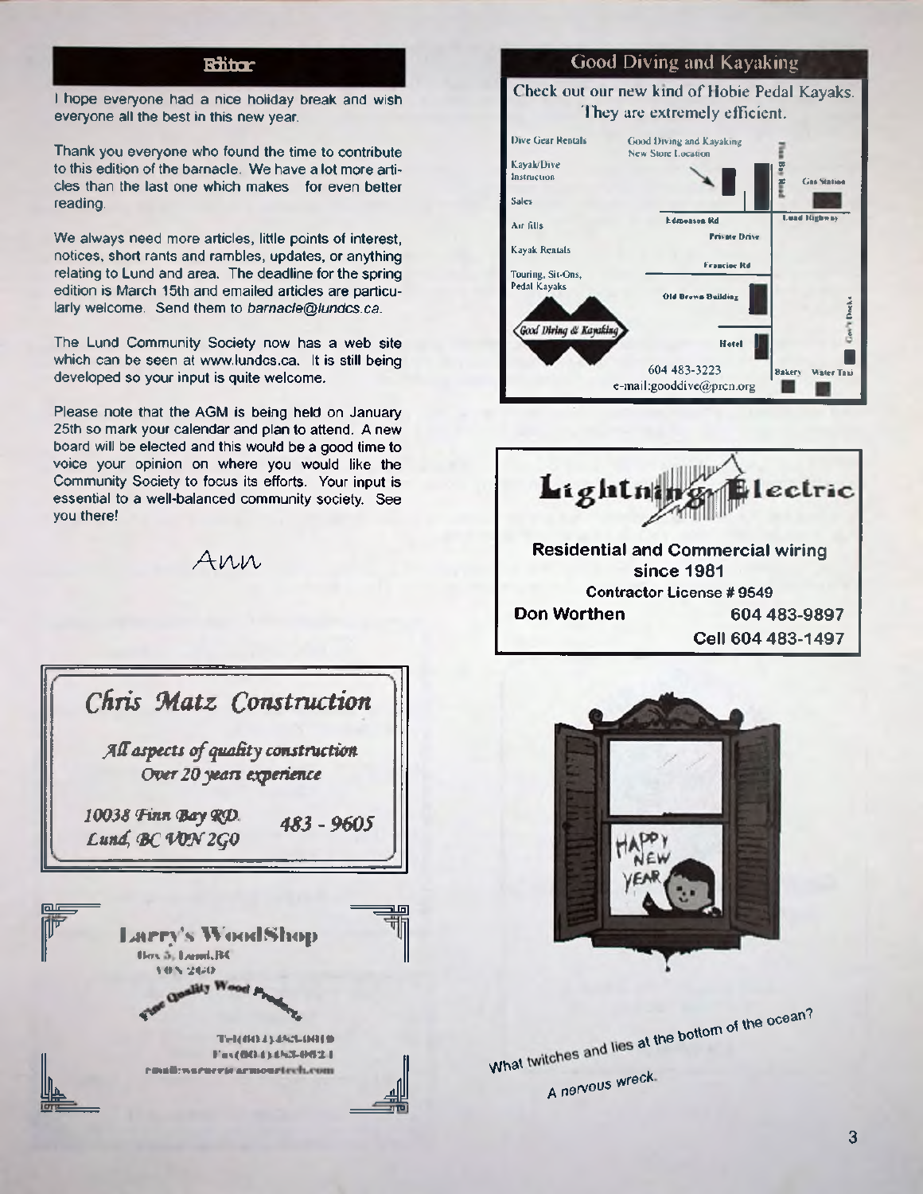## Editor

I hope everyone had a nice holiday break and wish everyone all the best in this new year.

Thank you everyone who found the time to contribute to this edition of the barnacle. We have a lot more articles than the last one which makes for even better reading.

We always need more articles, little points of interest, notices, short rants and rambles, updates, or anything relating to Lund and area. The deadline for the spring edition is March 15th and emailed articles are particularly welcome. Send them to *barnacle@lundcs.ca*.

The Lund Community Society now has a web site which can be seen at www.lundcs.ca. It is still being developed so your input is quite welcome.

Please note that the AGM is being held on January 25th so mark your calendar and plan to attend. A new board will be elected and this would be a good time to voice your opinion on where you would like the Community Society to focus its efforts. Your input is essential to a well-balanced community society. See you there!

Ann

---

## Good Diving and Kayaking

Check out our new kind of Hobie Pedal Kayaks. They are extremely efficient.

Dive Gear Rentals
Kayak/Dive Instruction
Sales
Air fills
Kayak Rentals
Touring, Sit-Ons, Pedal Kayaks

Good Diving and Kayaking New Store Location

Finn Bay Road · Gas Station · Lund Highway · Edmonson Rd · Private Drive · Francine Rd · Old Brown Building · Gov't Docks · Hotel · Bakery · Water Taxi

Good Diving & Kayaking

604 483-3223
e-mail:gooddive@prcn.org

---

## Lightning Electric

**Residential and Commercial wiring since 1981**

**Contractor License # 9549**

**Don Worthen** **604 483-9897**

**Cell 604 483-1497**

---

## *Chris Matz Construction*

*All aspects of quality construction*
*Over 20 years experience*

*10038 Finn Bay RD.*
*Lund, BC V0N 2G0*

*483 - 9605*

---

## Larry's WoodShop

Box 5, Lund, BC
V0N 2G0

Fine Quality Wood Products

Tel(604)483-0010
Fax(604)483-0624
email:warner@armourtech.com

---

HAPPY NEW YEAR

What twitches and lies at the bottom of the ocean?

A nervous wreck.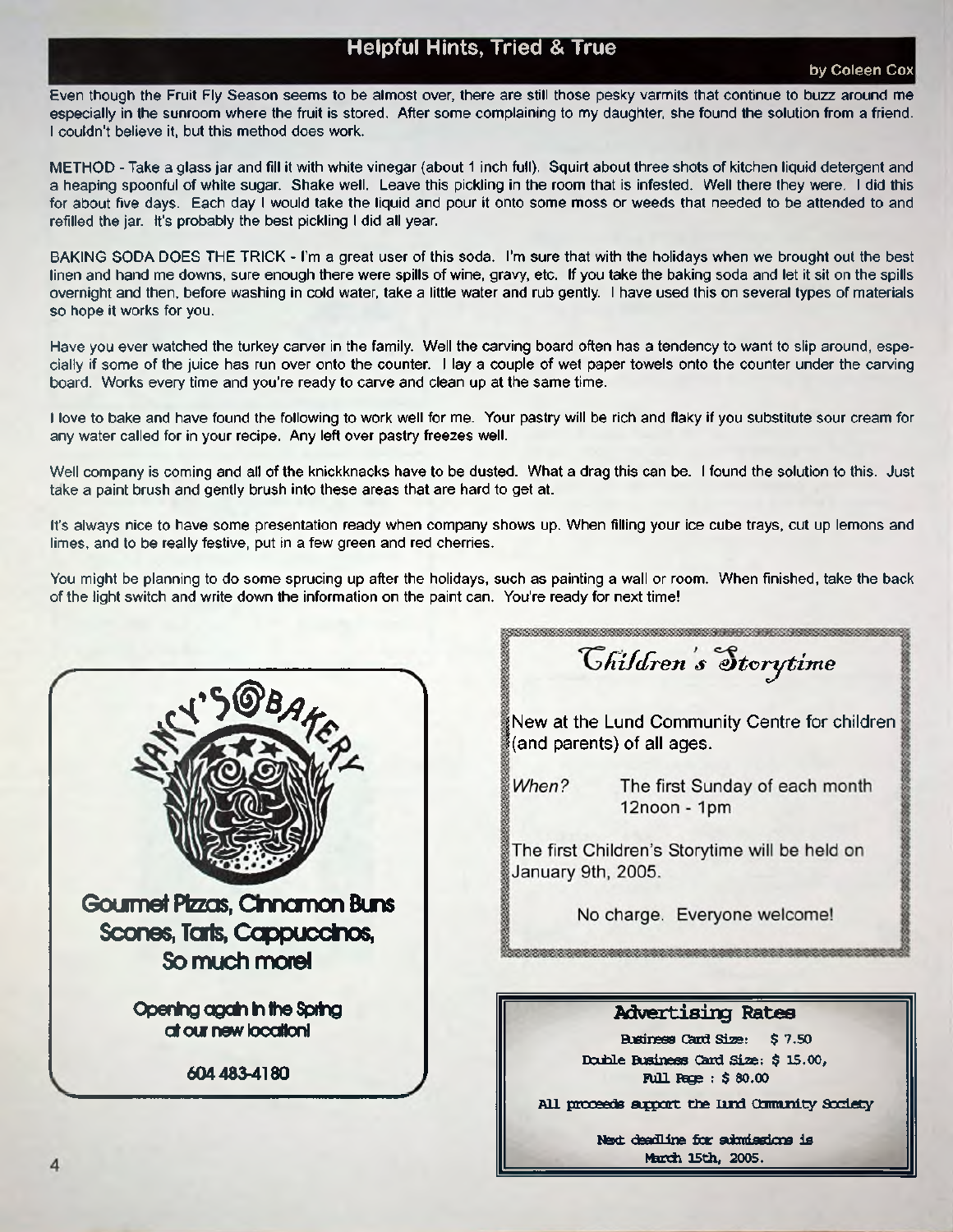## Helpful Hints, Tried & True

by Coleen Cox

Even though the Fruit Fly Season seems to be almost over, there are still those pesky varmits that continue to buzz around me especially in the sunroom where the fruit is stored. After some complaining to my daughter, she found the solution from a friend. I couldn't believe it, but this method does work.

METHOD - Take a glass jar and fill it with white vinegar (about 1 inch full). Squirt about three shots of kitchen liquid detergent and a heaping spoonful of white sugar. Shake well. Leave this pickling in the room that is infested. Well there they were. I did this for about five days. Each day I would take the liquid and pour it onto some moss or weeds that needed to be attended to and refilled the jar. It's probably the best pickling I did all year.

BAKING SODA DOES THE TRICK - I'm a great user of this soda. I'm sure that with the holidays when we brought out the best linen and hand me downs, sure enough there were spills of wine, gravy, etc. If you take the baking soda and let it sit on the spills overnight and then, before washing in cold water, take a little water and rub gently. I have used this on several types of materials so hope it works for you.

Have you ever watched the turkey carver in the family. Well the carving board often has a tendency to want to slip around, especially if some of the juice has run over onto the counter. I lay a couple of wet paper towels onto the counter under the carving board. Works every time and you're ready to carve and clean up at the same time.

I love to bake and have found the following to work well for me. Your pastry will be rich and flaky if you substitute sour cream for any water called for in your recipe. Any left over pastry freezes well.

Well company is coming and all of the knickknacks have to be dusted. What a drag this can be. I found the solution to this. Just take a paint brush and gently brush into these areas that are hard to get at.

It's always nice to have some presentation ready when company shows up. When filling your ice cube trays, cut up lemons and limes, and to be really festive, put in a few green and red cherries.

You might be planning to do some sprucing up after the holidays, such as painting a wall or room. When finished, take the back of the light switch and write down the information on the paint can. You're ready for next time!

**NANCY'S BAKERY**

**Gourmet Pizzas, Cinnamon Buns**
**Scones, Tarts, Cappuccinos,**
**So much more!**

**Opening again in the Spring at our new location!**

**604 483-4180**

## Children's Storytime

New at the Lund Community Centre for children (and parents) of all ages.

*When?* The first Sunday of each month 12noon - 1pm

The first Children's Storytime will be held on January 9th, 2005.

No charge. Everyone welcome!

### Advertising Rates

Business Card Size: $ 7.50
Double Business Card Size: $ 15.00,
Full Page : $ 80.00

All proceeds support the Lund Community Society

Next deadline for submissions is March 15th, 2005.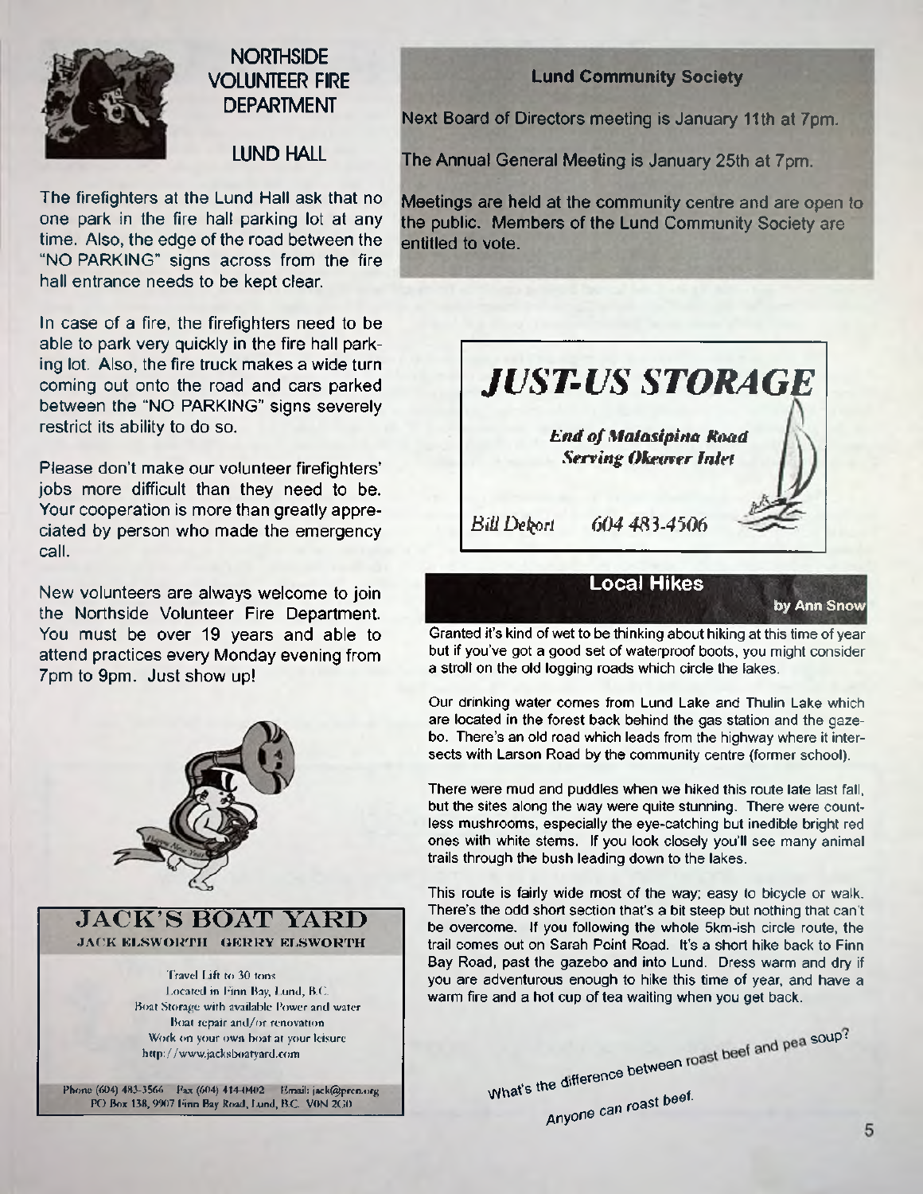## NORTHSIDE VOLUNTEER FIRE DEPARTMENT

### LUND HALL

The firefighters at the Lund Hall ask that no one park in the fire hall parking lot at any time. Also, the edge of the road between the "NO PARKING" signs across from the fire hall entrance needs to be kept clear.

In case of a fire, the firefighters need to be able to park very quickly in the fire hall parking lot. Also, the fire truck makes a wide turn coming out onto the road and cars parked between the "NO PARKING" signs severely restrict its ability to do so.

Please don't make our volunteer firefighters' jobs more difficult than they need to be. Your cooperation is more than greatly appreciated by person who made the emergency call.

New volunteers are always welcome to join the Northside Volunteer Fire Department. You must be over 19 years and able to attend practices every Monday evening from 7pm to 9pm. Just show up!

## JACK'S BOAT YARD

**JACK ELSWORTH GERRY ELSWORTH**

Travel Lift to 30 tons
Located in Finn Bay, Lund, B.C.
Boat Storage with available Power and water
Boat repair and/or renovation
Work on your own boat at your leisure
http://www.jacksboatyard.com

Phone (604) 483-3566 Fax (604) 414-0402 Email: jack@prcn.org
PO Box 138, 9907 Finn Bay Road, Lund, B.C. V0N 2G0

**Lund Community Society**

Next Board of Directors meeting is January 11th at 7pm.

The Annual General Meeting is January 25th at 7pm.

Meetings are held at the community centre and are open to the public. Members of the Lund Community Society are entitled to vote.

## *JUST-US STORAGE*

*End of Malaspina Road*
*Serving Okeover Inlet*

*Bill Dekort* *604 483-4506*

## Local Hikes

**by Ann Snow**

Granted it's kind of wet to be thinking about hiking at this time of year but if you've got a good set of waterproof boots, you might consider a stroll on the old logging roads which circle the lakes.

Our drinking water comes from Lund Lake and Thulin Lake which are located in the forest back behind the gas station and the gazebo. There's an old road which leads from the highway where it intersects with Larson Road by the community centre (former school).

There were mud and puddles when we hiked this route late last fall, but the sites along the way were quite stunning. There were countless mushrooms, especially the eye-catching but inedible bright red ones with white stems. If you look closely you'll see many animal trails through the bush leading down to the lakes.

This route is fairly wide most of the way; easy to bicycle or walk. There's the odd short section that's a bit steep but nothing that can't be overcome. If you following the whole 5km-ish circle route, the trail comes out on Sarah Point Road. It's a short hike back to Finn Bay Road, past the gazebo and into Lund. Dress warm and dry if you are adventurous enough to hike this time of year, and have a warm fire and a hot cup of tea waiting when you get back.

*What's the difference between roast beef and pea soup?*

*Anyone can roast beef.*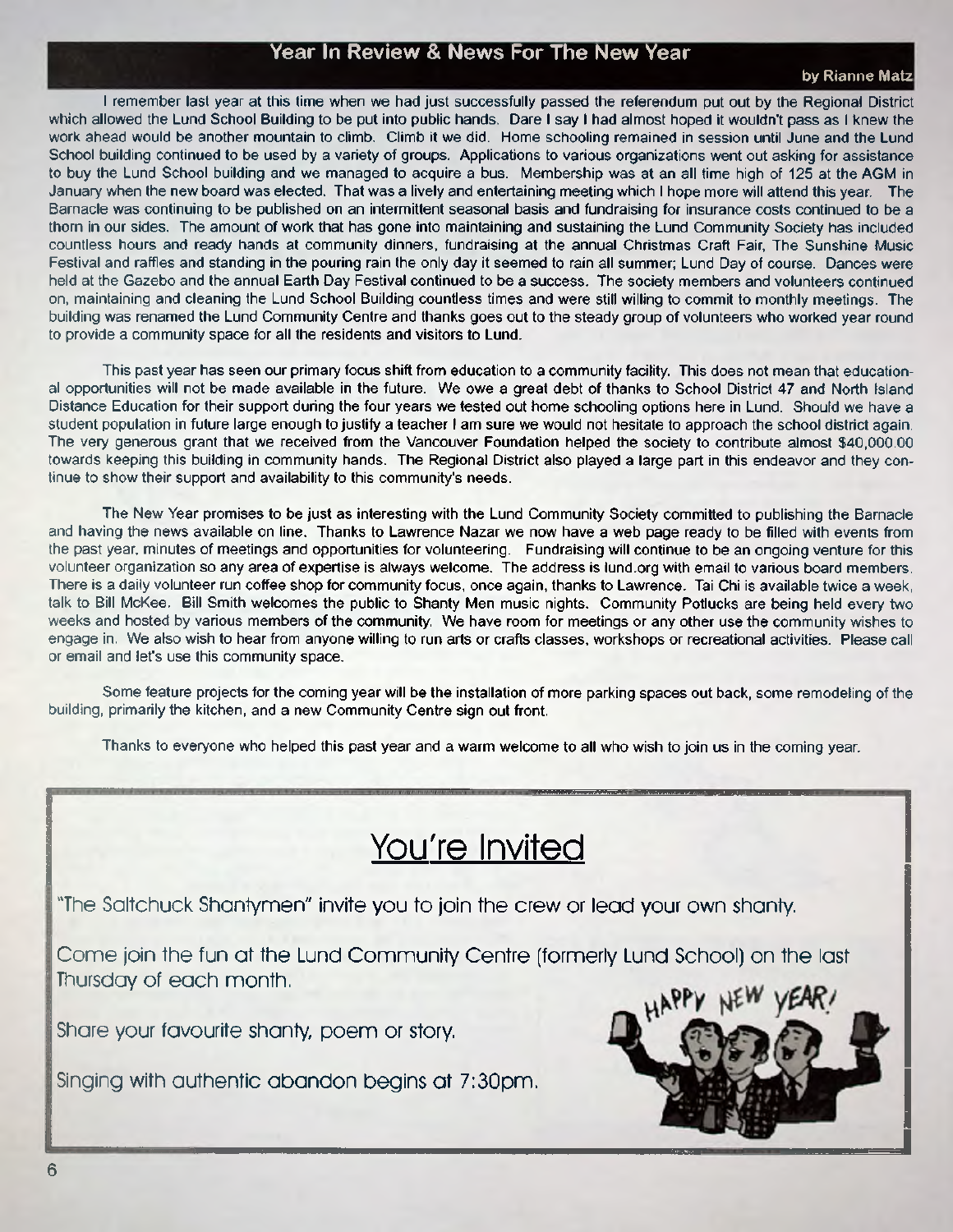## Year In Review & News For The New Year

by Rianne Matz

I remember last year at this time when we had just successfully passed the referendum put out by the Regional District which allowed the Lund School Building to be put into public hands. Dare I say I had almost hoped it wouldn't pass as I knew the work ahead would be another mountain to climb. Climb it we did. Home schooling remained in session until June and the Lund School building continued to be used by a variety of groups. Applications to various organizations went out asking for assistance to buy the Lund School building and we managed to acquire a bus. Membership was at an all time high of 125 at the AGM in January when the new board was elected. That was a lively and entertaining meeting which I hope more will attend this year. The Barnacle was continuing to be published on an intermittent seasonal basis and fundraising for insurance costs continued to be a thorn in our sides. The amount of work that has gone into maintaining and sustaining the Lund Community Society has included countless hours and ready hands at community dinners, fundraising at the annual Christmas Craft Fair, The Sunshine Music Festival and raffles and standing in the pouring rain the only day it seemed to rain all summer; Lund Day of course. Dances were held at the Gazebo and the annual Earth Day Festival continued to be a success. The society members and volunteers continued on, maintaining and cleaning the Lund School Building countless times and were still willing to commit to monthly meetings. The building was renamed the Lund Community Centre and thanks goes out to the steady group of volunteers who worked year round to provide a community space for all the residents and visitors to Lund.

This past year has seen our primary focus shift from education to a community facility. This does not mean that educational opportunities will not be made available in the future. We owe a great debt of thanks to School District 47 and North Island Distance Education for their support during the four years we tested out home schooling options here in Lund. Should we have a student population in future large enough to justify a teacher I am sure we would not hesitate to approach the school district again. The very generous grant that we received from the Vancouver Foundation helped the society to contribute almost $40,000.00 towards keeping this building in community hands. The Regional District also played a large part in this endeavor and they continue to show their support and availability to this community's needs.

The New Year promises to be just as interesting with the Lund Community Society committed to publishing the Barnacle and having the news available on line. Thanks to Lawrence Nazar we now have a web page ready to be filled with events from the past year, minutes of meetings and opportunities for volunteering. Fundraising will continue to be an ongoing venture for this volunteer organization so any area of expertise is always welcome. The address is lund.org with email to various board members. There is a daily volunteer run coffee shop for community focus, once again, thanks to Lawrence. Tai Chi is available twice a week, talk to Bill McKee. Bill Smith welcomes the public to Shanty Men music nights. Community Potlucks are being held every two weeks and hosted by various members of the community. We have room for meetings or any other use the community wishes to engage in. We also wish to hear from anyone willing to run arts or crafts classes, workshops or recreational activities. Please call or email and let's use this community space.

Some feature projects for the coming year will be the installation of more parking spaces out back, some remodeling of the building, primarily the kitchen, and a new Community Centre sign out front.

Thanks to everyone who helped this past year and a warm welcome to all who wish to join us in the coming year.

---

## You're Invited

"The Saltchuck Shantymen" invite you to join the crew or lead your own shanty.

Come join the fun at the Lund Community Centre (formerly Lund School) on the last Thursday of each month.

Share your favourite shanty, poem or story.

Singing with authentic abandon begins at 7:30pm.

HAPPY NEW YEAR!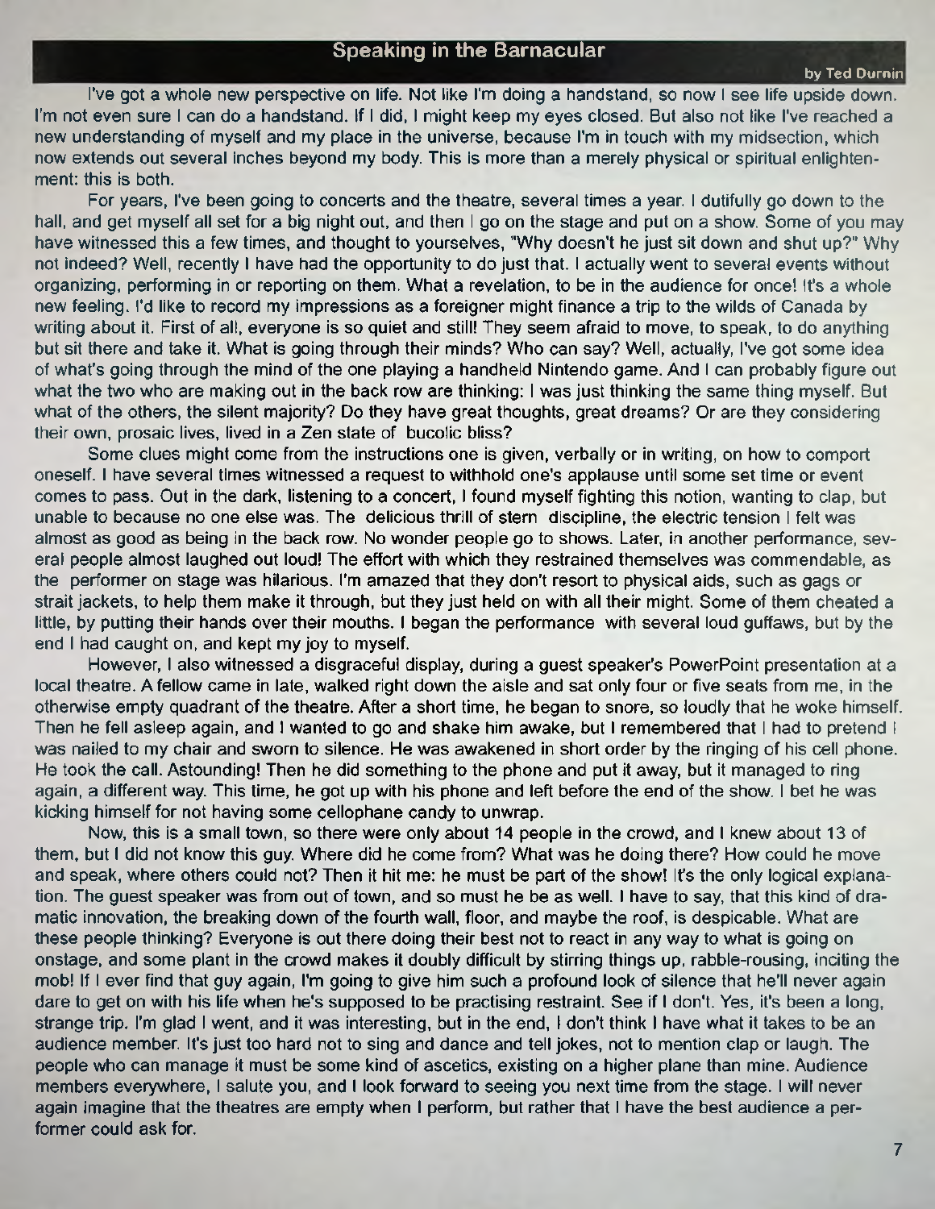## Speaking in the Barnacular

**by Ted Durnin**

I've got a whole new perspective on life. Not like I'm doing a handstand, so now I see life upside down. I'm not even sure I can do a handstand. If I did, I might keep my eyes closed. But also not like I've reached a new understanding of myself and my place in the universe, because I'm in touch with my midsection, which now extends out several inches beyond my body. This is more than a merely physical or spiritual enlightenment: this is both.

For years, I've been going to concerts and the theatre, several times a year. I dutifully go down to the hall, and get myself all set for a big night out, and then I go on the stage and put on a show. Some of you may have witnessed this a few times, and thought to yourselves, "Why doesn't he just sit down and shut up?" Why not indeed? Well, recently I have had the opportunity to do just that. I actually went to several events without organizing, performing in or reporting on them. What a revelation, to be in the audience for once! It's a whole new feeling. I'd like to record my impressions as a foreigner might finance a trip to the wilds of Canada by writing about it. First of all, everyone is so quiet and still! They seem afraid to move, to speak, to do anything but sit there and take it. What is going through their minds? Who can say? Well, actually, I've got some idea of what's going through the mind of the one playing a handheld Nintendo game. And I can probably figure out what the two who are making out in the back row are thinking: I was just thinking the same thing myself. But what of the others, the silent majority? Do they have great thoughts, great dreams? Or are they considering their own, prosaic lives, lived in a Zen state of bucolic bliss?

Some clues might come from the instructions one is given, verbally or in writing, on how to comport oneself. I have several times witnessed a request to withhold one's applause until some set time or event comes to pass. Out in the dark, listening to a concert, I found myself fighting this notion, wanting to clap, but unable to because no one else was. The delicious thrill of stern discipline, the electric tension I felt was almost as good as being in the back row. No wonder people go to shows. Later, in another performance, several people almost laughed out loud! The effort with which they restrained themselves was commendable, as the performer on stage was hilarious. I'm amazed that they don't resort to physical aids, such as gags or strait jackets, to help them make it through, but they just held on with all their might. Some of them cheated a little, by putting their hands over their mouths. I began the performance with several loud guffaws, but by the end I had caught on, and kept my joy to myself.

However, I also witnessed a disgraceful display, during a guest speaker's PowerPoint presentation at a local theatre. A fellow came in late, walked right down the aisle and sat only four or five seats from me, in the otherwise empty quadrant of the theatre. After a short time, he began to snore, so loudly that he woke himself. Then he fell asleep again, and I wanted to go and shake him awake, but I remembered that I had to pretend I was nailed to my chair and sworn to silence. He was awakened in short order by the ringing of his cell phone. He took the call. Astounding! Then he did something to the phone and put it away, but it managed to ring again, a different way. This time, he got up with his phone and left before the end of the show. I bet he was kicking himself for not having some cellophane candy to unwrap.

Now, this is a small town, so there were only about 14 people in the crowd, and I knew about 13 of them, but I did not know this guy. Where did he come from? What was he doing there? How could he move and speak, where others could not? Then it hit me: he must be part of the show! It's the only logical explanation. The guest speaker was from out of town, and so must he be as well. I have to say, that this kind of dramatic innovation, the breaking down of the fourth wall, floor, and maybe the roof, is despicable. What are these people thinking? Everyone is out there doing their best not to react in any way to what is going on onstage, and some plant in the crowd makes it doubly difficult by stirring things up, rabble-rousing, inciting the mob! If I ever find that guy again, I'm going to give him such a profound look of silence that he'll never again dare to get on with his life when he's supposed to be practising restraint. See if I don't. Yes, it's been a long, strange trip. I'm glad I went, and it was interesting, but in the end, I don't think I have what it takes to be an audience member. It's just too hard not to sing and dance and tell jokes, not to mention clap or laugh. The people who can manage it must be some kind of ascetics, existing on a higher plane than mine. Audience members everywhere, I salute you, and I look forward to seeing you next time from the stage. I will never again imagine that the theatres are empty when I perform, but rather that I have the best audience a performer could ask for.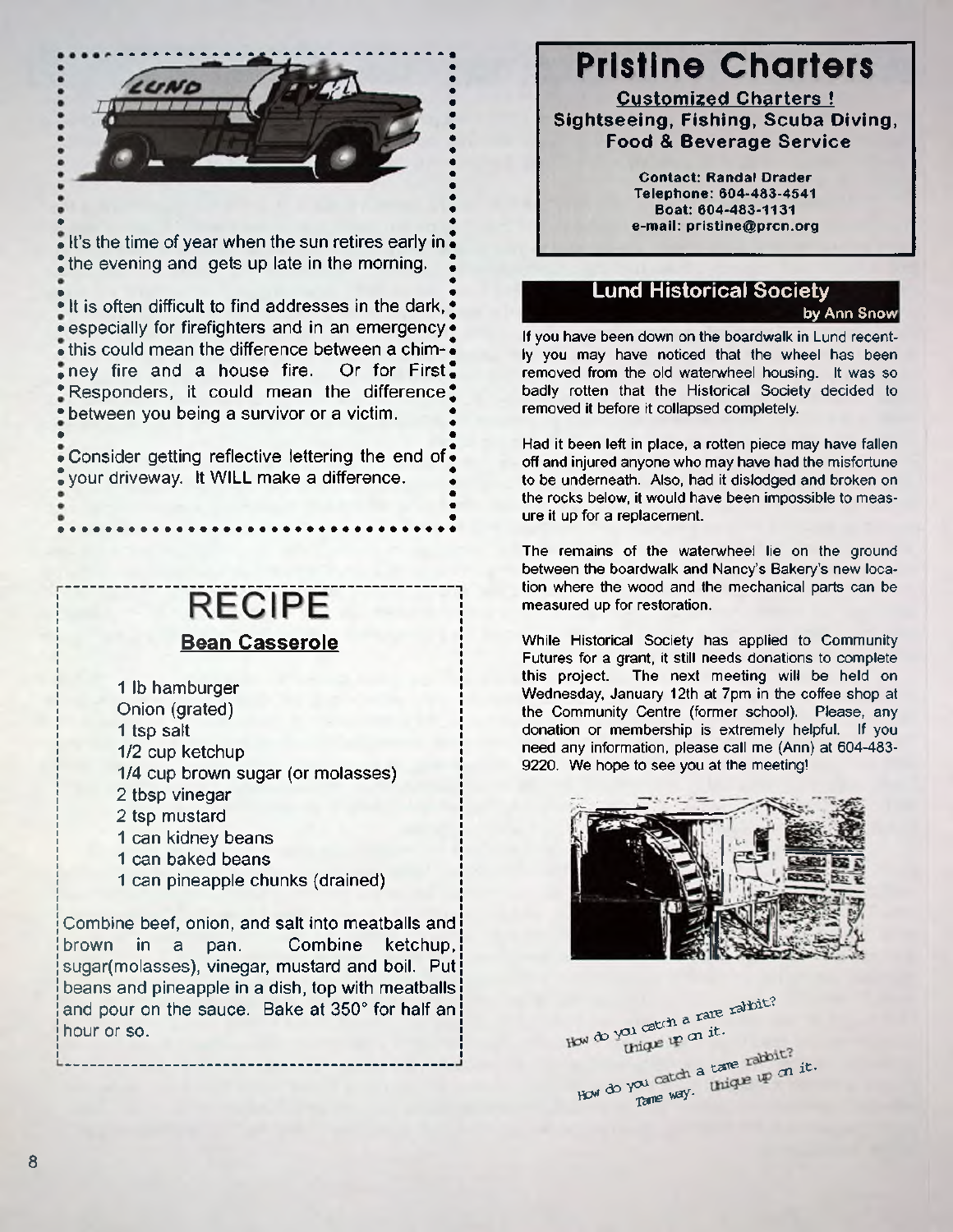It's the time of year when the sun retires early in the evening and gets up late in the morning.

It is often difficult to find addresses in the dark, especially for firefighters and in an emergency this could mean the difference between a chimney fire and a house fire. Or for First Responders, it could mean the difference between you being a survivor or a victim.

Consider getting reflective lettering the end of your driveway. It WILL make a difference.

# RECIPE

## Bean Casserole

- 1 lb hamburger
- Onion (grated)
- 1 tsp salt
- 1/2 cup ketchup
- 1/4 cup brown sugar (or molasses)
- 2 tbsp vinegar
- 2 tsp mustard
- 1 can kidney beans
- 1 can baked beans
- 1 can pineapple chunks (drained)

Combine beef, onion, and salt into meatballs and brown in a pan. Combine ketchup, sugar(molasses), vinegar, mustard and boil. Put beans and pineapple in a dish, top with meatballs and pour on the sauce. Bake at 350° for half an hour or so.

# Pristine Charters

**Customized Charters !**
**Sightseeing, Fishing, Scuba Diving, Food & Beverage Service**

**Contact: Randal Drader**
**Telephone: 604-483-4541**
**Boat: 604-483-1131**
**e-mail: pristine@prcn.org**

## Lund Historical Society

by Ann Snow

If you have been down on the boardwalk in Lund recently you may have noticed that the wheel has been removed from the old waterwheel housing. It was so badly rotten that the Historical Society decided to removed it before it collapsed completely.

Had it been left in place, a rotten piece may have fallen off and injured anyone who may have had the misfortune to be underneath. Also, had it dislodged and broken on the rocks below, it would have been impossible to measure it up for a replacement.

The remains of the waterwheel lie on the ground between the boardwalk and Nancy's Bakery's new location where the wood and the mechanical parts can be measured up for restoration.

While Historical Society has applied to Community Futures for a grant, it still needs donations to complete this project. The next meeting will be held on Wednesday, January 12th at 7pm in the coffee shop at the Community Centre (former school). Please, any donation or membership is extremely helpful. If you need any information, please call me (Ann) at 604-483-9220. We hope to see you at the meeting!

How do you catch a rare rabbit?
Unique up on it.

How do you catch a tame rabbit?
Tame way. Unique up on it.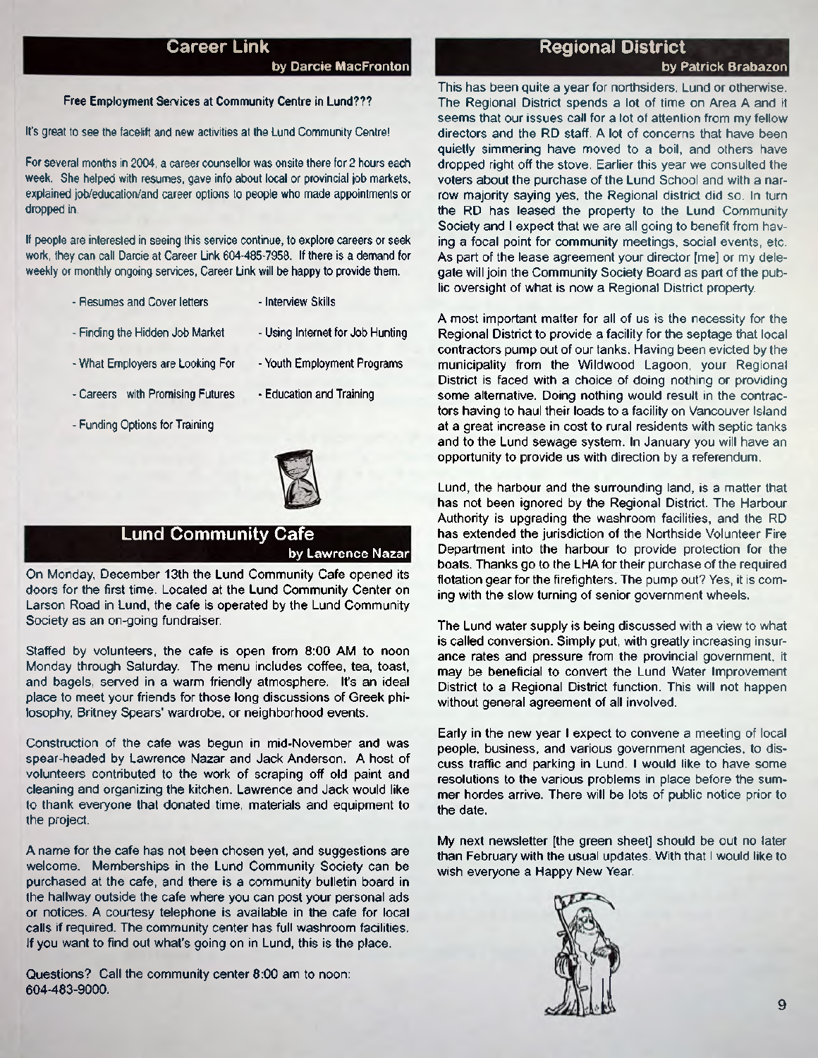## Career Link

**by Darcie MacFronton**

**Free Employment Services at Community Centre in Lund???**

It's great to see the facelift and new activities at the Lund Community Centre!

For several months in 2004, a career counsellor was onsite there for 2 hours each week. She helped with resumes, gave info about local or provincial job markets, explained job/education/and career options to people who made appointments or dropped in.

If people are interested in seeing this service continue, to explore careers or seek work, they can call Darcie at Career Link 604-485-7958. If there is a demand for weekly or monthly ongoing services, Career Link will be happy to provide them.

- Resumes and Cover letters
- Interview Skills
- Finding the Hidden Job Market
- Using Internet for Job Hunting
- What Employers are Looking For
- Youth Employment Programs
- Careers with Promising Futures
- Education and Training
- Funding Options for Training

## Lund Community Cafe

**by Lawrence Nazar**

On Monday, December 13th the Lund Community Cafe opened its doors for the first time. Located at the Lund Community Center on Larson Road in Lund, the cafe is operated by the Lund Community Society as an on-going fundraiser.

Staffed by volunteers, the cafe is open from 8:00 AM to noon Monday through Saturday. The menu includes coffee, tea, toast, and bagels, served in a warm friendly atmosphere. It's an ideal place to meet your friends for those long discussions of Greek philosophy, Britney Spears' wardrobe, or neighborhood events.

Construction of the cafe was begun in mid-November and was spear-headed by Lawrence Nazar and Jack Anderson. A host of volunteers contributed to the work of scraping off old paint and cleaning and organizing the kitchen. Lawrence and Jack would like to thank everyone that donated time, materials and equipment to the project.

A name for the cafe has not been chosen yet, and suggestions are welcome. Memberships in the Lund Community Society can be purchased at the cafe, and there is a community bulletin board in the hallway outside the cafe where you can post your personal ads or notices. A courtesy telephone is available in the cafe for local calls if required. The community center has full washroom facilities. If you want to find out what's going on in Lund, this is the place.

Questions? Call the community center 8:00 am to noon: 604-483-9000.

## Regional District

**by Patrick Brabazon**

This has been quite a year for northsiders, Lund or otherwise. The Regional District spends a lot of time on Area A and it seems that our issues call for a lot of attention from my fellow directors and the RD staff. A lot of concerns that have been quietly simmering have moved to a boil, and others have dropped right off the stove. Earlier this year we consulted the voters about the purchase of the Lund School and with a narrow majority saying yes, the Regional district did so. In turn the RD has leased the property to the Lund Community Society and I expect that we are all going to benefit from having a focal point for community meetings, social events, etc. As part of the lease agreement your director [me] or my delegate will join the Community Society Board as part of the public oversight of what is now a Regional District property.

A most important matter for all of us is the necessity for the Regional District to provide a facility for the septage that local contractors pump out of our tanks. Having been evicted by the municipality from the Wildwood Lagoon, your Regional District is faced with a choice of doing nothing or providing some alternative. Doing nothing would result in the contractors having to haul their loads to a facility on Vancouver Island at a great increase in cost to rural residents with septic tanks and to the Lund sewage system. In January you will have an opportunity to provide us with direction by a referendum.

Lund, the harbour and the surrounding land, is a matter that has not been ignored by the Regional District. The Harbour Authority is upgrading the washroom facilities, and the RD has extended the jurisdiction of the Northside Volunteer Fire Department into the harbour to provide protection for the boats. Thanks go to the LHA for their purchase of the required flotation gear for the firefighters. The pump out? Yes, it is coming with the slow turning of senior government wheels.

The Lund water supply is being discussed with a view to what is called conversion. Simply put, with greatly increasing insurance rates and pressure from the provincial government, it may be beneficial to convert the Lund Water Improvement District to a Regional District function. This will not happen without general agreement of all involved.

Early in the new year I expect to convene a meeting of local people, business, and various government agencies, to discuss traffic and parking in Lund. I would like to have some resolutions to the various problems in place before the summer hordes arrive. There will be lots of public notice prior to the date.

My next newsletter [the green sheet] should be out no later than February with the usual updates. With that I would like to wish everyone a Happy New Year.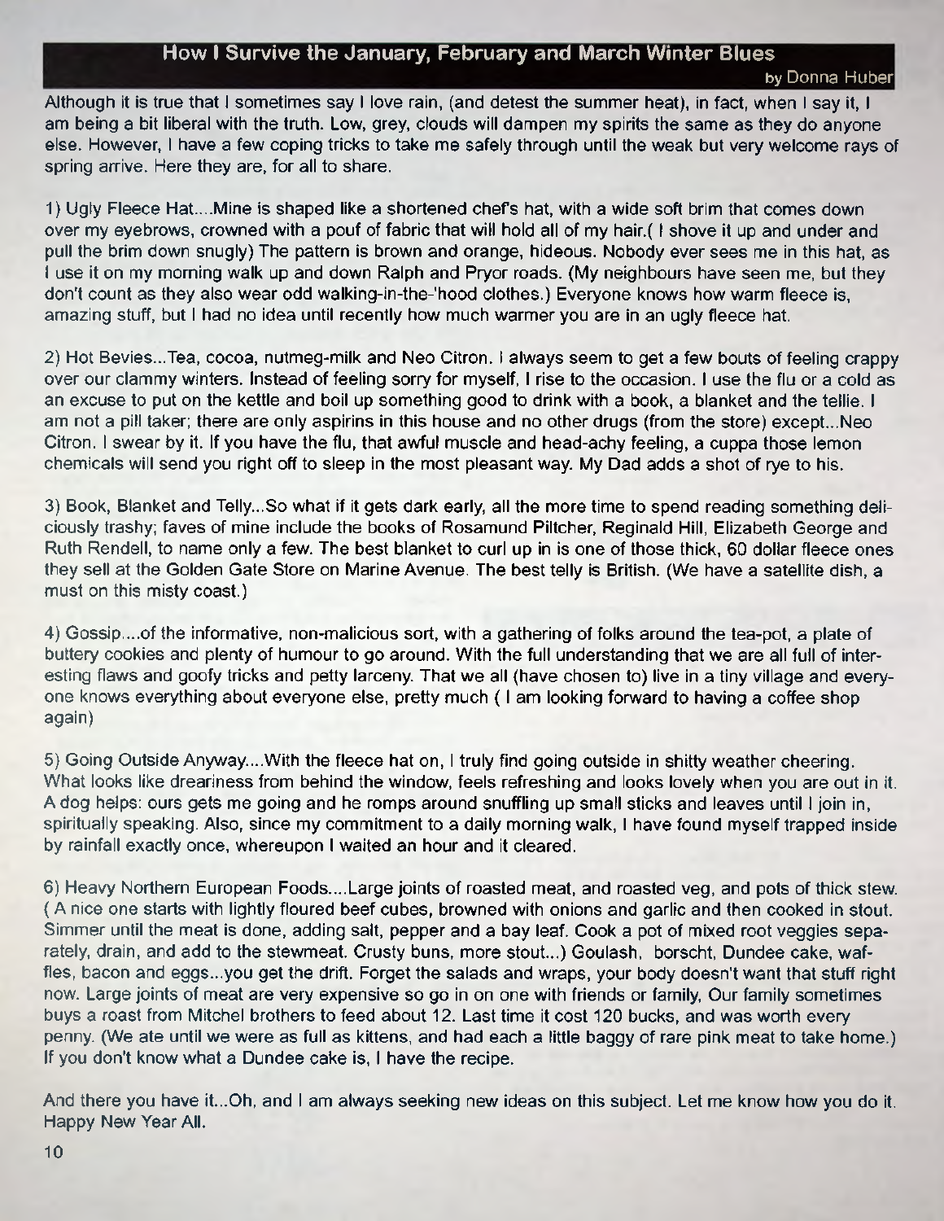## How I Survive the January, February and March Winter Blues

by Donna Huber

Although it is true that I sometimes say I love rain, (and detest the summer heat), in fact, when I say it, I am being a bit liberal with the truth. Low, grey, clouds will dampen my spirits the same as they do anyone else. However, I have a few coping tricks to take me safely through until the weak but very welcome rays of spring arrive. Here they are, for all to share.

1) Ugly Fleece Hat....Mine is shaped like a shortened chef's hat, with a wide soft brim that comes down over my eyebrows, crowned with a pouf of fabric that will hold all of my hair.( I shove it up and under and pull the brim down snugly) The pattern is brown and orange, hideous. Nobody ever sees me in this hat, as I use it on my morning walk up and down Ralph and Pryor roads. (My neighbours have seen me, but they don't count as they also wear odd walking-in-the-'hood clothes.) Everyone knows how warm fleece is, amazing stuff, but I had no idea until recently how much warmer you are in an ugly fleece hat.

2) Hot Bevies...Tea, cocoa, nutmeg-milk and Neo Citron. I always seem to get a few bouts of feeling crappy over our clammy winters. Instead of feeling sorry for myself, I rise to the occasion. I use the flu or a cold as an excuse to put on the kettle and boil up something good to drink with a book, a blanket and the tellie. I am not a pill taker; there are only aspirins in this house and no other drugs (from the store) except...Neo Citron. I swear by it. If you have the flu, that awful muscle and head-achy feeling, a cuppa those lemon chemicals will send you right off to sleep in the most pleasant way. My Dad adds a shot of rye to his.

3) Book, Blanket and Telly...So what if it gets dark early, all the more time to spend reading something deliciously trashy; faves of mine include the books of Rosamund Piltcher, Reginald Hill, Elizabeth George and Ruth Rendell, to name only a few. The best blanket to curl up in is one of those thick, 60 dollar fleece ones they sell at the Golden Gate Store on Marine Avenue. The best telly is British. (We have a satellite dish, a must on this misty coast.)

4) Gossip....of the informative, non-malicious sort, with a gathering of folks around the tea-pot, a plate of buttery cookies and plenty of humour to go around. With the full understanding that we are all full of interesting flaws and goofy tricks and petty larceny. That we all (have chosen to) live in a tiny village and everyone knows everything about everyone else, pretty much ( I am looking forward to having a coffee shop again)

5) Going Outside Anyway....With the fleece hat on, I truly find going outside in shitty weather cheering. What looks like dreariness from behind the window, feels refreshing and looks lovely when you are out in it. A dog helps: ours gets me going and he romps around snuffling up small sticks and leaves until I join in, spiritually speaking. Also, since my commitment to a daily morning walk, I have found myself trapped inside by rainfall exactly once, whereupon I waited an hour and it cleared.

6) Heavy Northern European Foods....Large joints of roasted meat, and roasted veg, and pots of thick stew. ( A nice one starts with lightly floured beef cubes, browned with onions and garlic and then cooked in stout. Simmer until the meat is done, adding salt, pepper and a bay leaf. Cook a pot of mixed root veggies separately, drain, and add to the stewmeat. Crusty buns, more stout...) Goulash, borscht, Dundee cake, waffles, bacon and eggs...you get the drift. Forget the salads and wraps, your body doesn't want that stuff right now. Large joints of meat are very expensive so go in on one with friends or family, Our family sometimes buys a roast from Mitchel brothers to feed about 12. Last time it cost 120 bucks, and was worth every penny. (We ate until we were as full as kittens, and had each a little baggy of rare pink meat to take home.) If you don't know what a Dundee cake is, I have the recipe.

And there you have it...Oh, and I am always seeking new ideas on this subject. Let me know how you do it. Happy New Year All.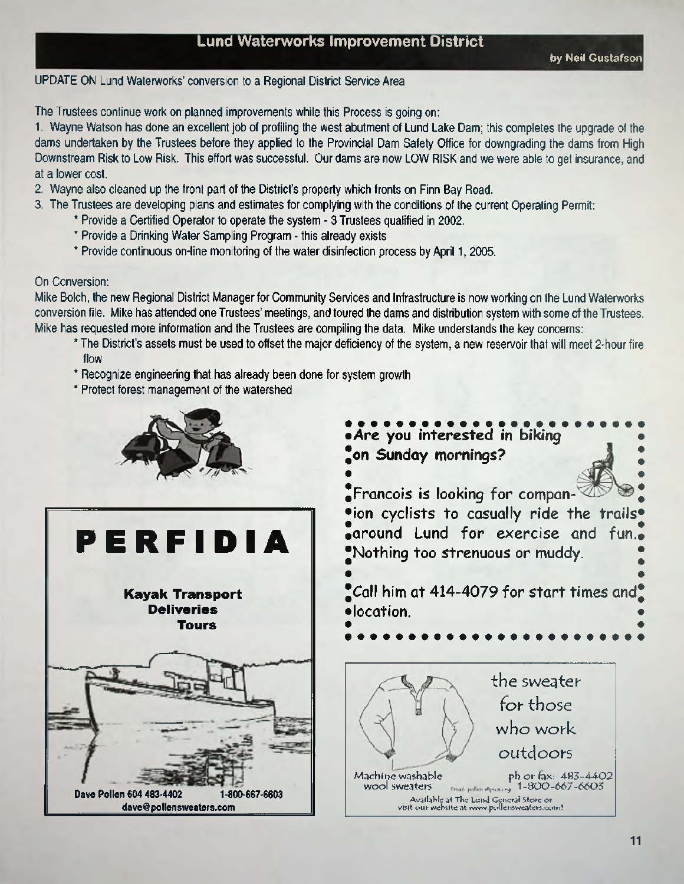## Lund Waterworks Improvement District

by Neil Gustafson

UPDATE ON Lund Waterworks' conversion to a Regional District Service Area

The Trustees continue work on planned improvements while this Process is going on:

1. Wayne Watson has done an excellent job of profiling the west abutment of Lund Lake Dam; this completes the upgrade of the dams undertaken by the Trustees before they applied to the Provincial Dam Safety Office for downgrading the dams from High Downstream Risk to Low Risk. This effort was successful. Our dams are now LOW RISK and we were able to get insurance, and at a lower cost.
2. Wayne also cleaned up the front part of the District's property which fronts on Finn Bay Road.
3. The Trustees are developing plans and estimates for complying with the conditions of the current Operating Permit:
   * Provide a Certified Operator to operate the system - 3 Trustees qualified in 2002.
   * Provide a Drinking Water Sampling Program - this already exists
   * Provide continuous on-line monitoring of the water disinfection process by April 1, 2005.

On Conversion:

Mike Bolch, the new Regional District Manager for Community Services and Infrastructure is now working on the Lund Waterworks conversion file. Mike has attended one Trustees' meetings, and toured the dams and distribution system with some of the Trustees. Mike has requested more information and the Trustees are compiling the data. Mike understands the key concerns:

* The District's assets must be used to offset the major deficiency of the system, a new reservoir that will meet 2-hour fire flow
* Recognize engineering that has already been done for system growth
* Protect forest management of the watershed

**PERFIDIA**

**Kayak Transport**
**Deliveries**
**Tours**

**Dave Pollen 604 483-4402 1-800-667-6603**
**dave@pollensweaters.com**

**Are you interested in biking on Sunday mornings?**

Francois is looking for companion cyclists to casually ride the trails around Lund for exercise and fun. Nothing too strenuous or muddy.

Call him at 414-4079 for start times and location.

the sweater for those who work outdoors

Machine washable wool sweaters

ph or fax: 483-4402
1-800-667-6603

Available at The Lund General Store or visit our website at www.pollensweaters.com!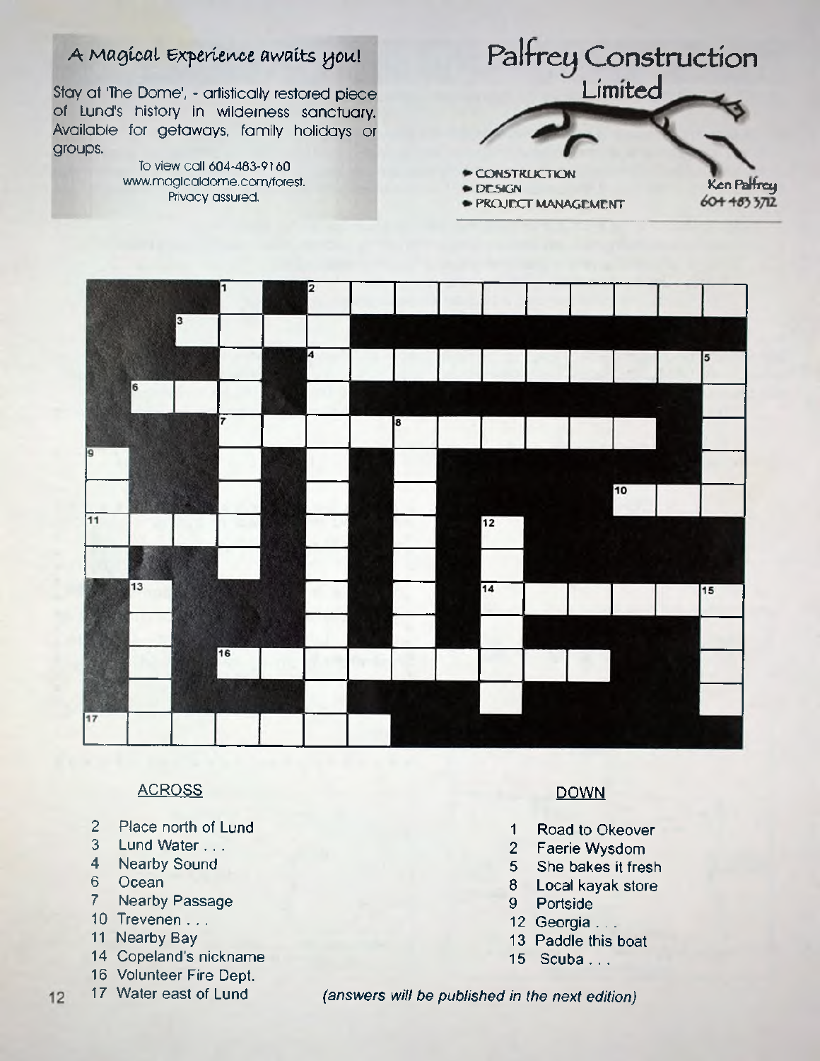A Magical Experience awaits you!

Stay at 'The Dome', - artistically restored piece of Lund's history in wilderness sanctuary. Available for getaways, family holidays or groups.

To view call 604-483-9160
www.magicaldome.com/forest.
Privacy assured.

Palfrey Construction Limited

- CONSTRUCTION
- DESIGN
- PROJECT MANAGEMENT

Ken Palfrey
604 483 3712

## ACROSS

2 Place north of Lund
3 Lund Water . . .
4 Nearby Sound
6 Ocean
7 Nearby Passage
10 Trevenen . . .
11 Nearby Bay
14 Copeland's nickname
16 Volunteer Fire Dept.
17 Water east of Lund

## DOWN

1 Road to Okeover
2 Faerie Wysdom
5 She bakes it fresh
8 Local kayak store
9 Portside
12 Georgia . . .
13 Paddle this boat
15 Scuba . . .

*(answers will be published in the next edition)*